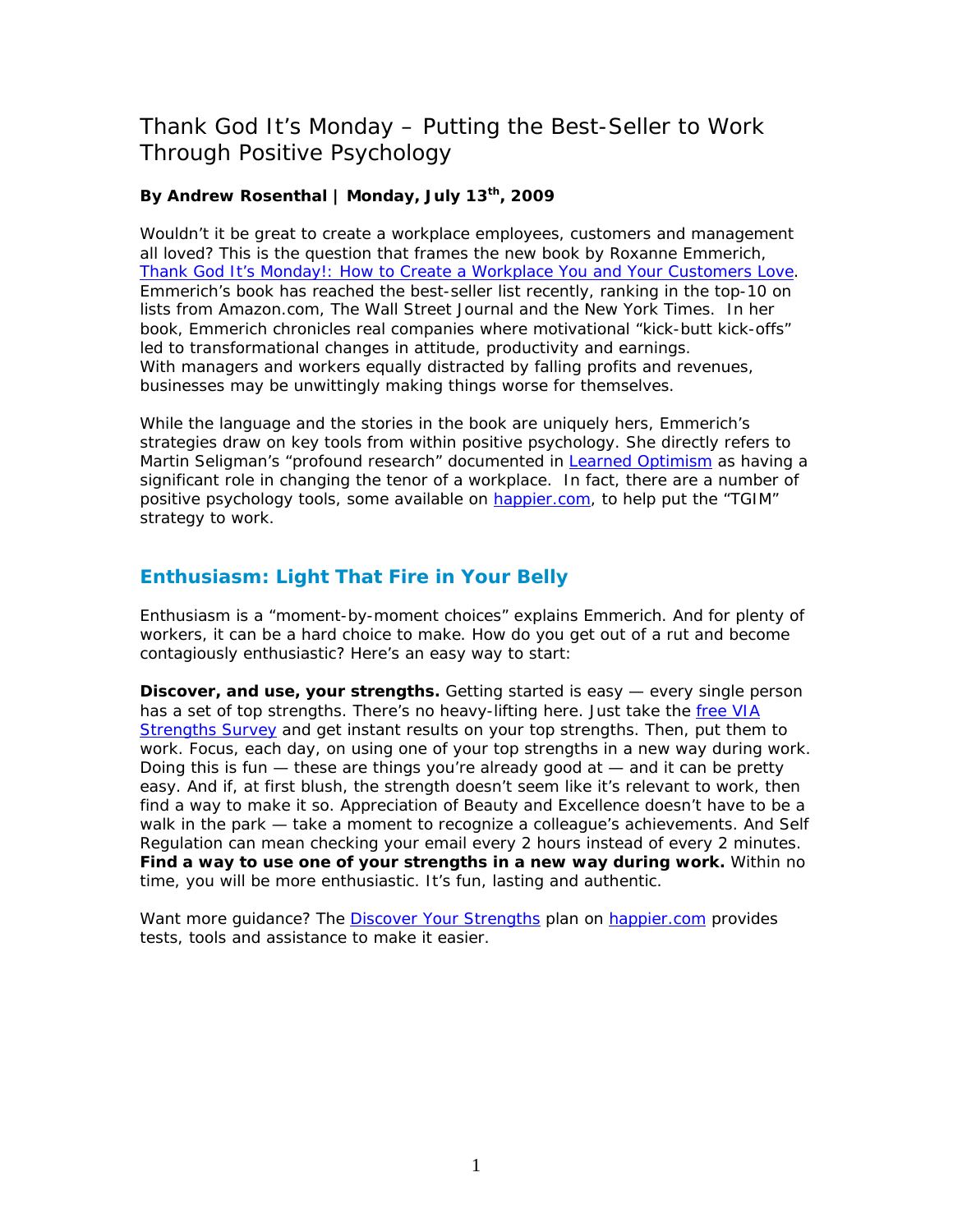# Thank God It's Monday – Putting the Best-Seller to Work Through Positive Psychology

**By Andrew Rosenthal | Monday, July 13th, 2009**

Wouldn't it be great to create a workplace employees, customers and management all loved? This is the question that frames the new book by Roxanne Emmerich, Thank God It's Monday!: How to Create a Workplace You and Your Customers Love. Emmerich's book has reached the best-seller list recently, ranking in the top-10 on lists from Amazon.com, The Wall Street Journal and the New York Times. In her book, Emmerich chronicles real companies where motivational "kick-butt kick-offs" led to transformational changes in attitude, productivity and earnings. With managers and workers equally distracted by falling profits and revenues, businesses may be unwittingly making things worse for themselves.

While the language and the stories in the book are uniquely hers, Emmerich's strategies draw on key tools from within positive psychology. She directly refers to Martin Seligman's "profound research" documented in Learned Optimism as having a significant role in changing the tenor of a workplace. In fact, there are a number of positive psychology tools, some available on happier.com, to help put the "TGIM" strategy to work.

## Enthusiasm: Light That Fire in Your Belly

Enthusiasm is a "moment-by-moment choices" explains Emmerich. And for plenty of workers, it can be a hard choice to make. How do you get out of a rut and become contagiously enthusiastic? Here's an easy way to start:

**Discover, and use, your strengths.** Getting started is easy — every single person has a set of top strengths. There's no heavy-lifting here. Just take the free VIA Strengths Survey and get instant results on your top strengths. Then, put them to work. Focus, each day, on using one of your top strengths in a new way during work. Doing this is fun — these are things you're already good at — and it can be pretty easy. And if, at first blush, the strength doesn't seem like it's relevant to work, then find a way to make it so. Appreciation of Beauty and Excellence doesn't have to be a walk in the park — take a moment to recognize a colleague's achievements. And Self Regulation can mean checking your email every 2 hours instead of every 2 minutes. **Find a way to use one of your strengths in a new way during work.** Within no time, you will be more enthusiastic. It's fun, lasting and authentic.

Want more guidance? The Discover Your Strengths plan on happier.com provides tests, tools and assistance to make it easier.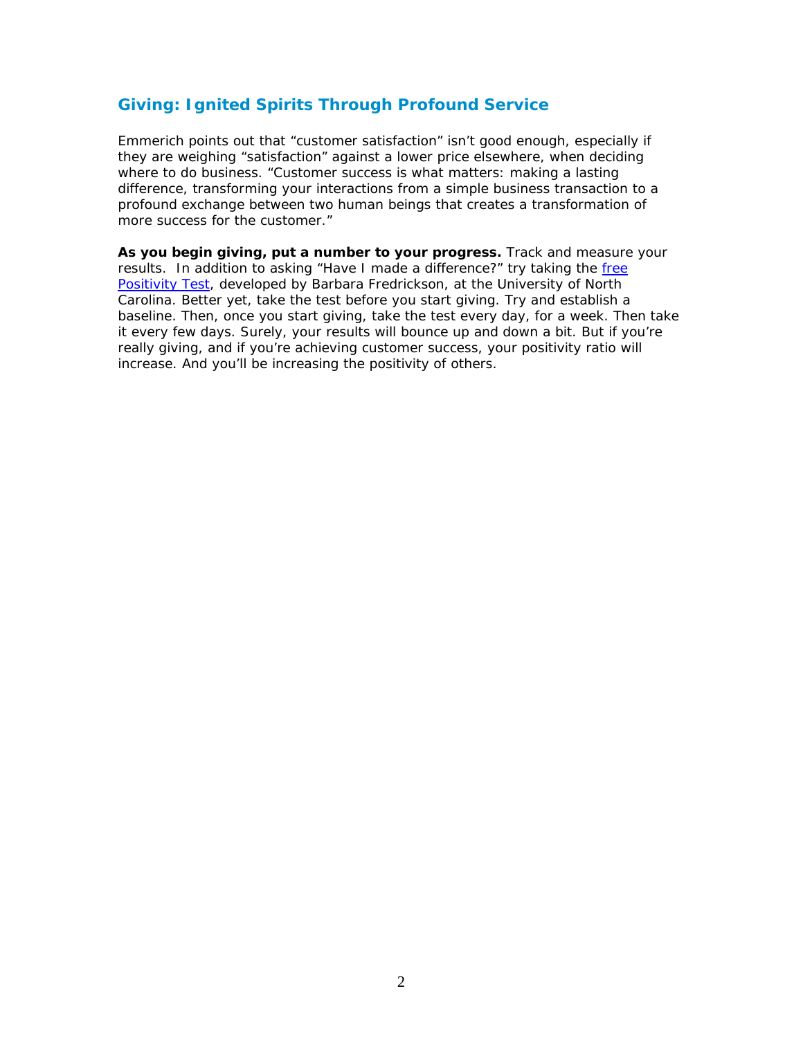## Giving: Ignited Spirits Through Profound Service

Emmerich points out that "customer satisfaction" isn't good enough, especially if they are weighing "satisfaction" against a lower price elsewhere, when deciding where to do business. "Customer success is what matters: making a lasting difference, transforming your interactions from a simple business transaction to a profound exchange between two human beings that creates a transformation of more success for the customer."

**As you begin giving, put a number to your progress.** Track and measure your results. In addition to asking "Have I made a difference?" try taking the free Positivity Test, developed by Barbara Fredrickson, at the University of North Carolina. Better yet, take the test before you start giving. Try and establish a baseline. Then, once you start giving, take the test every day, for a week. Then take it every few days. Surely, your results will bounce up and down a bit. But if you're really giving, and if you're achieving customer success, your positivity ratio will increase. And you'll be increasing the positivity of others.